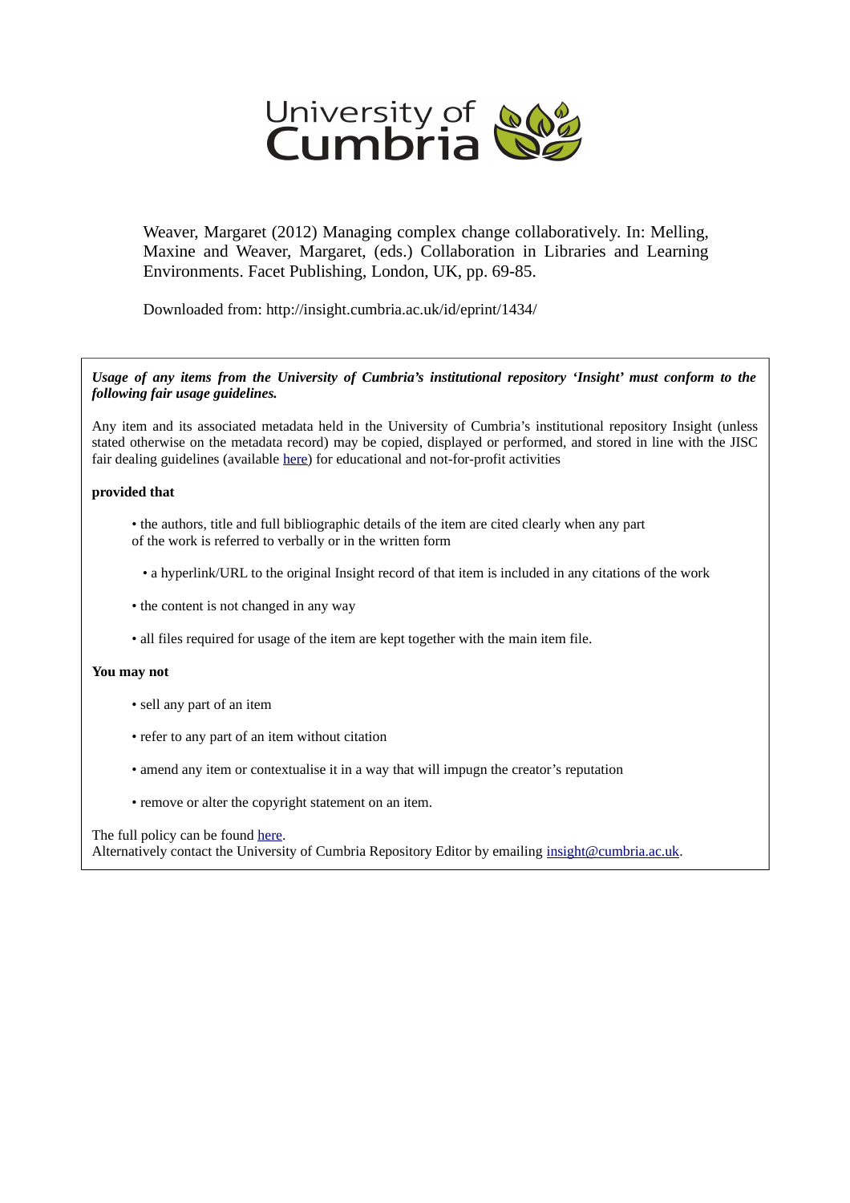University of Cumbria

Weaver, Margaret (2012) Managing complex change collaboratively. In: Melling, Maxine and Weaver, Margaret, (eds.) Collaboration in Libraries and Learning Environments. Facet Publishing, London, UK, pp. 69-85.

Downloaded from: http://insight.cumbria.ac.uk/id/eprint/1434/

***Usage of any items from the University of Cumbria's institutional repository 'Insight' must conform to the following fair usage guidelines.***

Any item and its associated metadata held in the University of Cumbria's institutional repository Insight (unless stated otherwise on the metadata record) may be copied, displayed or performed, and stored in line with the JISC fair dealing guidelines (available [here](#)) for educational and not-for-profit activities

**provided that**

- the authors, title and full bibliographic details of the item are cited clearly when any part of the work is referred to verbally or in the written form
- a hyperlink/URL to the original Insight record of that item is included in any citations of the work
- the content is not changed in any way
- all files required for usage of the item are kept together with the main item file.

**You may not**

- sell any part of an item
- refer to any part of an item without citation
- amend any item or contextualise it in a way that will impugn the creator's reputation
- remove or alter the copyright statement on an item.

The full policy can be found [here](#).
Alternatively contact the University of Cumbria Repository Editor by emailing insight@cumbria.ac.uk.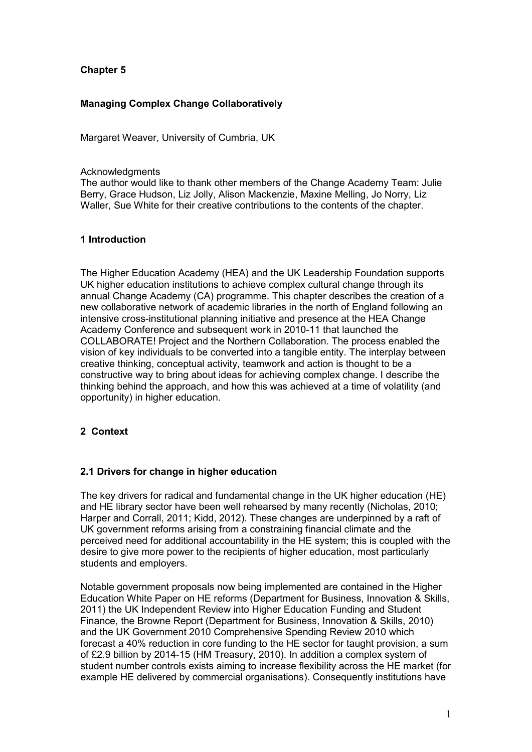**Chapter 5**

# Managing Complex Change Collaboratively

Margaret Weaver, University of Cumbria, UK

Acknowledgments
The author would like to thank other members of the Change Academy Team: Julie Berry, Grace Hudson, Liz Jolly, Alison Mackenzie, Maxine Melling, Jo Norry, Liz Waller, Sue White for their creative contributions to the contents of the chapter.

## 1 Introduction

The Higher Education Academy (HEA) and the UK Leadership Foundation supports UK higher education institutions to achieve complex cultural change through its annual Change Academy (CA) programme. This chapter describes the creation of a new collaborative network of academic libraries in the north of England following an intensive cross-institutional planning initiative and presence at the HEA Change Academy Conference and subsequent work in 2010-11 that launched the COLLABORATE! Project and the Northern Collaboration. The process enabled the vision of key individuals to be converted into a tangible entity. The interplay between creative thinking, conceptual activity, teamwork and action is thought to be a constructive way to bring about ideas for achieving complex change. I describe the thinking behind the approach, and how this was achieved at a time of volatility (and opportunity) in higher education.

## 2 Context

### 2.1 Drivers for change in higher education

The key drivers for radical and fundamental change in the UK higher education (HE) and HE library sector have been well rehearsed by many recently (Nicholas, 2010; Harper and Corrall, 2011; Kidd, 2012). These changes are underpinned by a raft of UK government reforms arising from a constraining financial climate and the perceived need for additional accountability in the HE system; this is coupled with the desire to give more power to the recipients of higher education, most particularly students and employers.

Notable government proposals now being implemented are contained in the Higher Education White Paper on HE reforms (Department for Business, Innovation & Skills, 2011) the UK Independent Review into Higher Education Funding and Student Finance, the Browne Report (Department for Business, Innovation & Skills, 2010) and the UK Government 2010 Comprehensive Spending Review 2010 which forecast a 40% reduction in core funding to the HE sector for taught provision, a sum of £2.9 billion by 2014-15 (HM Treasury, 2010). In addition a complex system of student number controls exists aiming to increase flexibility across the HE market (for example HE delivered by commercial organisations). Consequently institutions have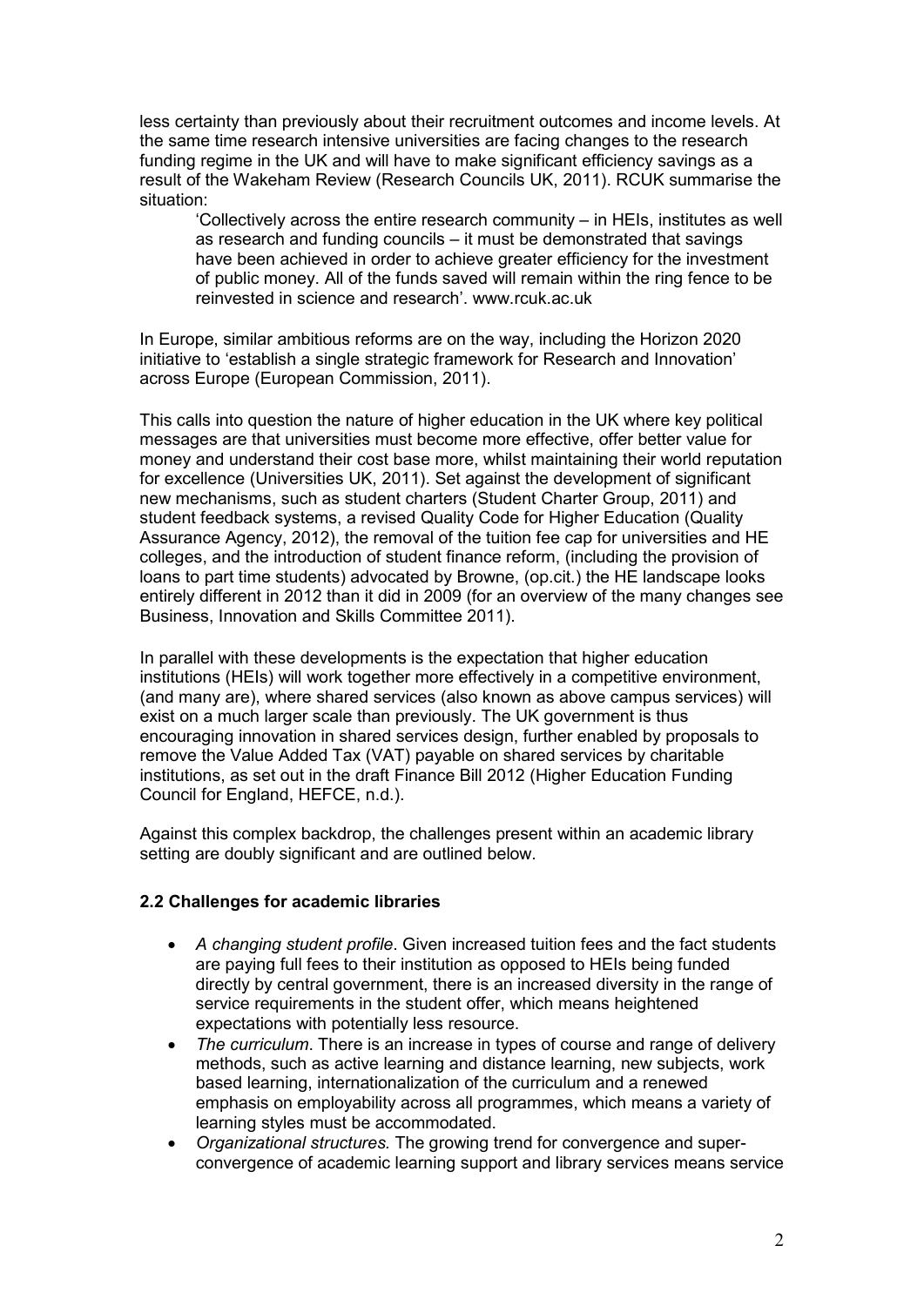less certainty than previously about their recruitment outcomes and income levels. At the same time research intensive universities are facing changes to the research funding regime in the UK and will have to make significant efficiency savings as a result of the Wakeham Review (Research Councils UK, 2011). RCUK summarise the situation:

> 'Collectively across the entire research community – in HEIs, institutes as well as research and funding councils – it must be demonstrated that savings have been achieved in order to achieve greater efficiency for the investment of public money. All of the funds saved will remain within the ring fence to be reinvested in science and research'. www.rcuk.ac.uk

In Europe, similar ambitious reforms are on the way, including the Horizon 2020 initiative to 'establish a single strategic framework for Research and Innovation' across Europe (European Commission, 2011).

This calls into question the nature of higher education in the UK where key political messages are that universities must become more effective, offer better value for money and understand their cost base more, whilst maintaining their world reputation for excellence (Universities UK, 2011). Set against the development of significant new mechanisms, such as student charters (Student Charter Group, 2011) and student feedback systems, a revised Quality Code for Higher Education (Quality Assurance Agency, 2012), the removal of the tuition fee cap for universities and HE colleges, and the introduction of student finance reform, (including the provision of loans to part time students) advocated by Browne, (op.cit.) the HE landscape looks entirely different in 2012 than it did in 2009 (for an overview of the many changes see Business, Innovation and Skills Committee 2011).

In parallel with these developments is the expectation that higher education institutions (HEIs) will work together more effectively in a competitive environment, (and many are), where shared services (also known as above campus services) will exist on a much larger scale than previously. The UK government is thus encouraging innovation in shared services design, further enabled by proposals to remove the Value Added Tax (VAT) payable on shared services by charitable institutions, as set out in the draft Finance Bill 2012 (Higher Education Funding Council for England, HEFCE, n.d.).

Against this complex backdrop, the challenges present within an academic library setting are doubly significant and are outlined below.

### 2.2 Challenges for academic libraries

- *A changing student profile*. Given increased tuition fees and the fact students are paying full fees to their institution as opposed to HEIs being funded directly by central government, there is an increased diversity in the range of service requirements in the student offer, which means heightened expectations with potentially less resource.
- *The curriculum*. There is an increase in types of course and range of delivery methods, such as active learning and distance learning, new subjects, work based learning, internationalization of the curriculum and a renewed emphasis on employability across all programmes, which means a variety of learning styles must be accommodated.
- *Organizational structures.* The growing trend for convergence and super-convergence of academic learning support and library services means service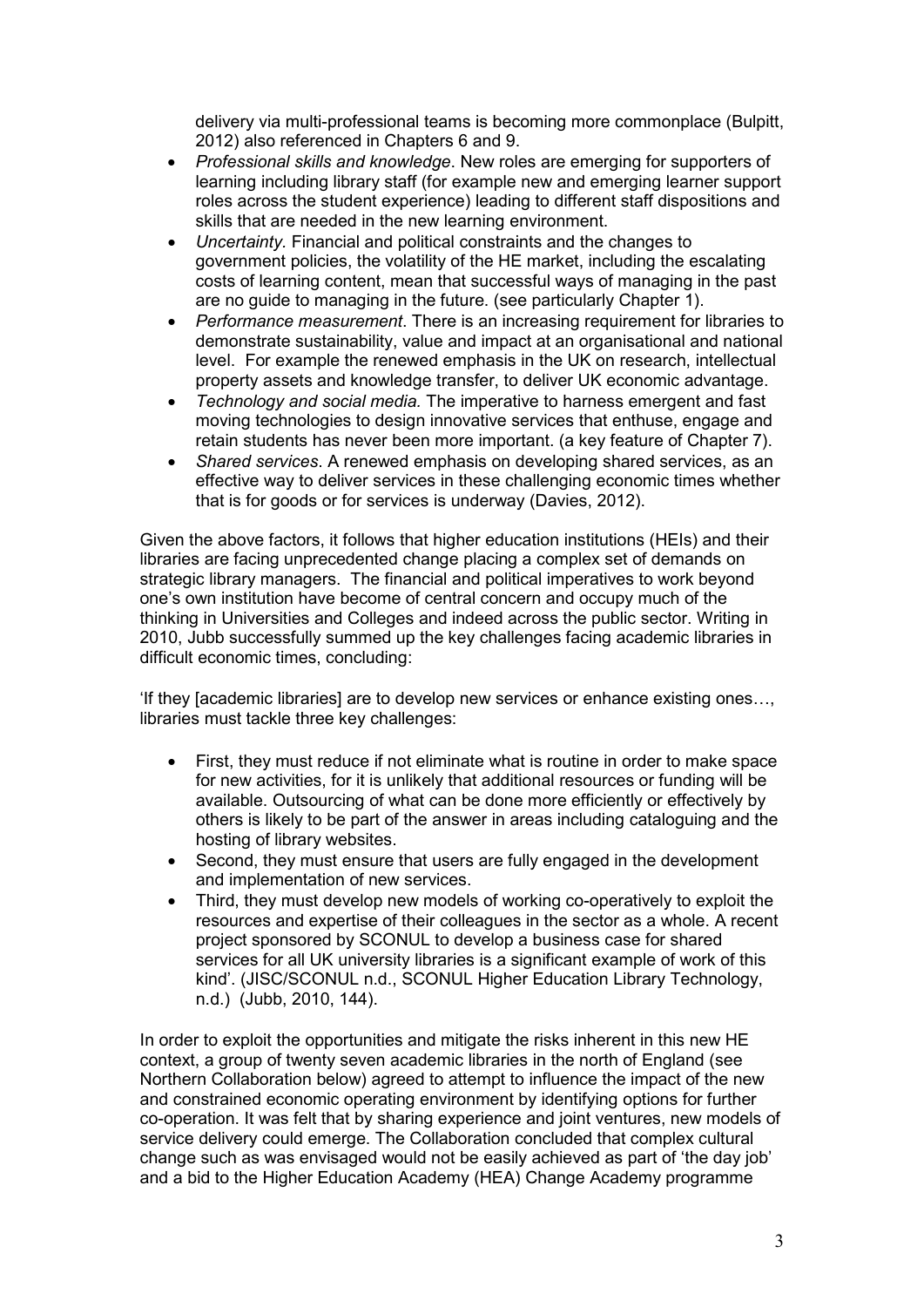delivery via multi-professional teams is becoming more commonplace (Bulpitt, 2012) also referenced in Chapters 6 and 9.

- *Professional skills and knowledge*. New roles are emerging for supporters of learning including library staff (for example new and emerging learner support roles across the student experience) leading to different staff dispositions and skills that are needed in the new learning environment.
- *Uncertainty.* Financial and political constraints and the changes to government policies, the volatility of the HE market, including the escalating costs of learning content, mean that successful ways of managing in the past are no guide to managing in the future. (see particularly Chapter 1).
- *Performance measurement*. There is an increasing requirement for libraries to demonstrate sustainability, value and impact at an organisational and national level. For example the renewed emphasis in the UK on research, intellectual property assets and knowledge transfer, to deliver UK economic advantage.
- *Technology and social media.* The imperative to harness emergent and fast moving technologies to design innovative services that enthuse, engage and retain students has never been more important. (a key feature of Chapter 7).
- *Shared services*. A renewed emphasis on developing shared services, as an effective way to deliver services in these challenging economic times whether that is for goods or for services is underway (Davies, 2012).

Given the above factors, it follows that higher education institutions (HEIs) and their libraries are facing unprecedented change placing a complex set of demands on strategic library managers. The financial and political imperatives to work beyond one's own institution have become of central concern and occupy much of the thinking in Universities and Colleges and indeed across the public sector. Writing in 2010, Jubb successfully summed up the key challenges facing academic libraries in difficult economic times, concluding:

'If they [academic libraries] are to develop new services or enhance existing ones…, libraries must tackle three key challenges:

- First, they must reduce if not eliminate what is routine in order to make space for new activities, for it is unlikely that additional resources or funding will be available. Outsourcing of what can be done more efficiently or effectively by others is likely to be part of the answer in areas including cataloguing and the hosting of library websites.
- Second, they must ensure that users are fully engaged in the development and implementation of new services.
- Third, they must develop new models of working co-operatively to exploit the resources and expertise of their colleagues in the sector as a whole. A recent project sponsored by SCONUL to develop a business case for shared services for all UK university libraries is a significant example of work of this kind'. (JISC/SCONUL n.d., SCONUL Higher Education Library Technology, n.d.) (Jubb, 2010, 144).

In order to exploit the opportunities and mitigate the risks inherent in this new HE context, a group of twenty seven academic libraries in the north of England (see Northern Collaboration below) agreed to attempt to influence the impact of the new and constrained economic operating environment by identifying options for further co-operation. It was felt that by sharing experience and joint ventures, new models of service delivery could emerge. The Collaboration concluded that complex cultural change such as was envisaged would not be easily achieved as part of 'the day job' and a bid to the Higher Education Academy (HEA) Change Academy programme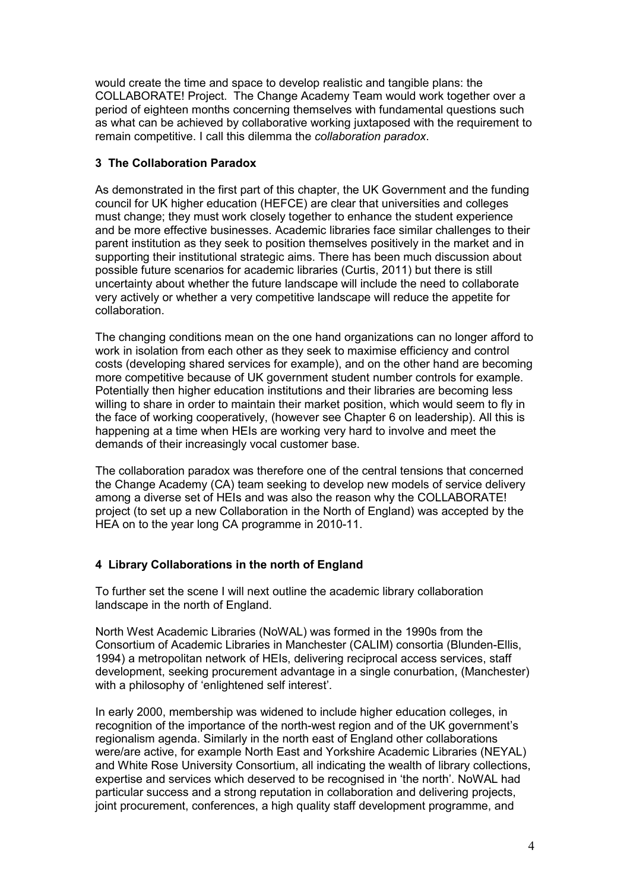would create the time and space to develop realistic and tangible plans: the COLLABORATE! Project. The Change Academy Team would work together over a period of eighteen months concerning themselves with fundamental questions such as what can be achieved by collaborative working juxtaposed with the requirement to remain competitive. I call this dilemma the *collaboration paradox*.

### 3 The Collaboration Paradox

As demonstrated in the first part of this chapter, the UK Government and the funding council for UK higher education (HEFCE) are clear that universities and colleges must change; they must work closely together to enhance the student experience and be more effective businesses. Academic libraries face similar challenges to their parent institution as they seek to position themselves positively in the market and in supporting their institutional strategic aims. There has been much discussion about possible future scenarios for academic libraries (Curtis, 2011) but there is still uncertainty about whether the future landscape will include the need to collaborate very actively or whether a very competitive landscape will reduce the appetite for collaboration.

The changing conditions mean on the one hand organizations can no longer afford to work in isolation from each other as they seek to maximise efficiency and control costs (developing shared services for example), and on the other hand are becoming more competitive because of UK government student number controls for example. Potentially then higher education institutions and their libraries are becoming less willing to share in order to maintain their market position, which would seem to fly in the face of working cooperatively, (however see Chapter 6 on leadership). All this is happening at a time when HEIs are working very hard to involve and meet the demands of their increasingly vocal customer base.

The collaboration paradox was therefore one of the central tensions that concerned the Change Academy (CA) team seeking to develop new models of service delivery among a diverse set of HEIs and was also the reason why the COLLABORATE! project (to set up a new Collaboration in the North of England) was accepted by the HEA on to the year long CA programme in 2010-11.

### 4 Library Collaborations in the north of England

To further set the scene I will next outline the academic library collaboration landscape in the north of England.

North West Academic Libraries (NoWAL) was formed in the 1990s from the Consortium of Academic Libraries in Manchester (CALIM) consortia (Blunden-Ellis, 1994) a metropolitan network of HEIs, delivering reciprocal access services, staff development, seeking procurement advantage in a single conurbation, (Manchester) with a philosophy of 'enlightened self interest'.

In early 2000, membership was widened to include higher education colleges, in recognition of the importance of the north-west region and of the UK government's regionalism agenda. Similarly in the north east of England other collaborations were/are active, for example North East and Yorkshire Academic Libraries (NEYAL) and White Rose University Consortium, all indicating the wealth of library collections, expertise and services which deserved to be recognised in 'the north'. NoWAL had particular success and a strong reputation in collaboration and delivering projects, joint procurement, conferences, a high quality staff development programme, and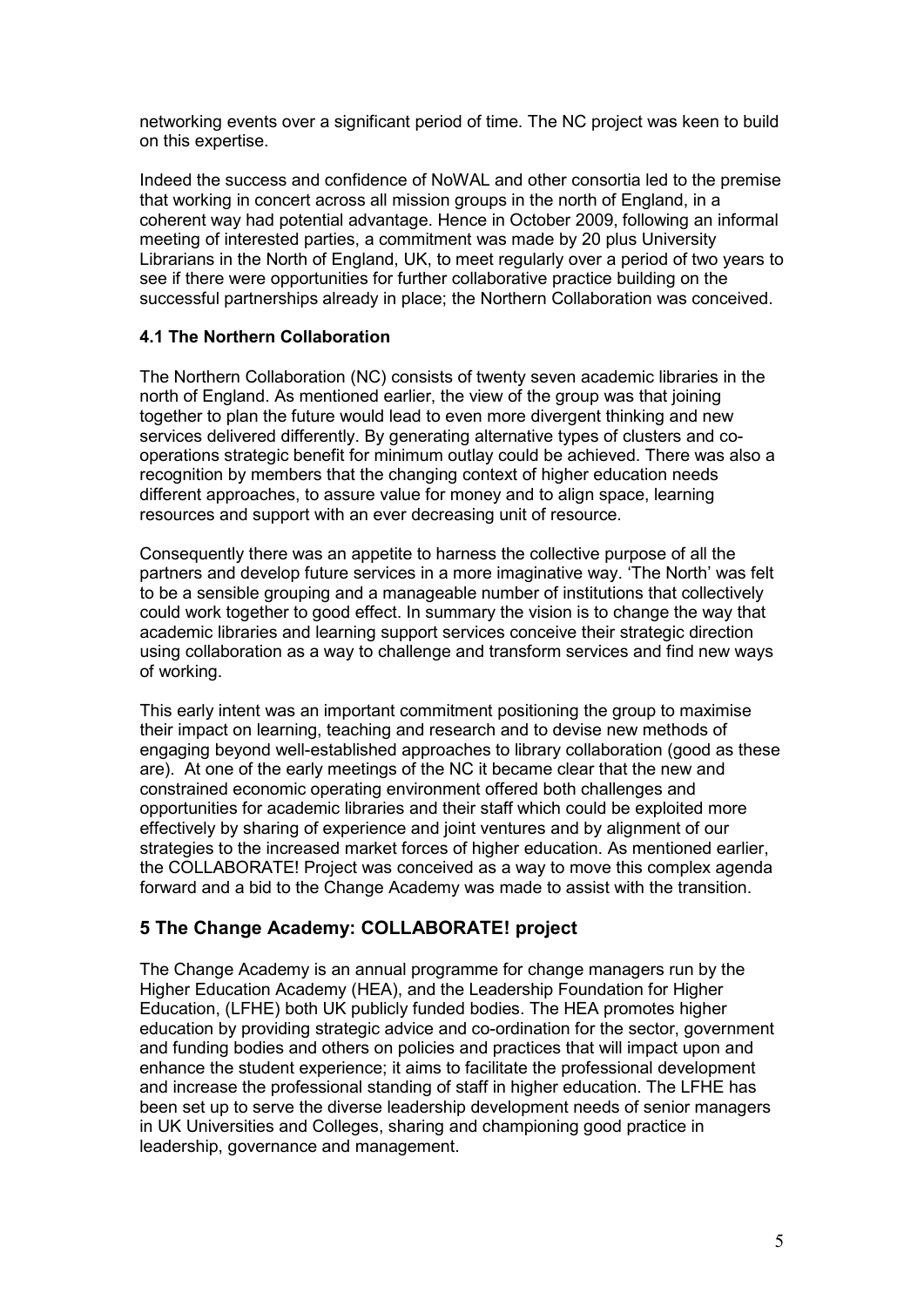networking events over a significant period of time. The NC project was keen to build on this expertise.

Indeed the success and confidence of NoWAL and other consortia led to the premise that working in concert across all mission groups in the north of England, in a coherent way had potential advantage. Hence in October 2009, following an informal meeting of interested parties, a commitment was made by 20 plus University Librarians in the North of England, UK, to meet regularly over a period of two years to see if there were opportunities for further collaborative practice building on the successful partnerships already in place; the Northern Collaboration was conceived.

### 4.1 The Northern Collaboration

The Northern Collaboration (NC) consists of twenty seven academic libraries in the north of England. As mentioned earlier, the view of the group was that joining together to plan the future would lead to even more divergent thinking and new services delivered differently. By generating alternative types of clusters and co-operations strategic benefit for minimum outlay could be achieved. There was also a recognition by members that the changing context of higher education needs different approaches, to assure value for money and to align space, learning resources and support with an ever decreasing unit of resource.

Consequently there was an appetite to harness the collective purpose of all the partners and develop future services in a more imaginative way. 'The North' was felt to be a sensible grouping and a manageable number of institutions that collectively could work together to good effect. In summary the vision is to change the way that academic libraries and learning support services conceive their strategic direction using collaboration as a way to challenge and transform services and find new ways of working.

This early intent was an important commitment positioning the group to maximise their impact on learning, teaching and research and to devise new methods of engaging beyond well-established approaches to library collaboration (good as these are). At one of the early meetings of the NC it became clear that the new and constrained economic operating environment offered both challenges and opportunities for academic libraries and their staff which could be exploited more effectively by sharing of experience and joint ventures and by alignment of our strategies to the increased market forces of higher education. As mentioned earlier, the COLLABORATE! Project was conceived as a way to move this complex agenda forward and a bid to the Change Academy was made to assist with the transition.

## 5 The Change Academy: COLLABORATE! project

The Change Academy is an annual programme for change managers run by the Higher Education Academy (HEA), and the Leadership Foundation for Higher Education, (LFHE) both UK publicly funded bodies. The HEA promotes higher education by providing strategic advice and co-ordination for the sector, government and funding bodies and others on policies and practices that will impact upon and enhance the student experience; it aims to facilitate the professional development and increase the professional standing of staff in higher education. The LFHE has been set up to serve the diverse leadership development needs of senior managers in UK Universities and Colleges, sharing and championing good practice in leadership, governance and management.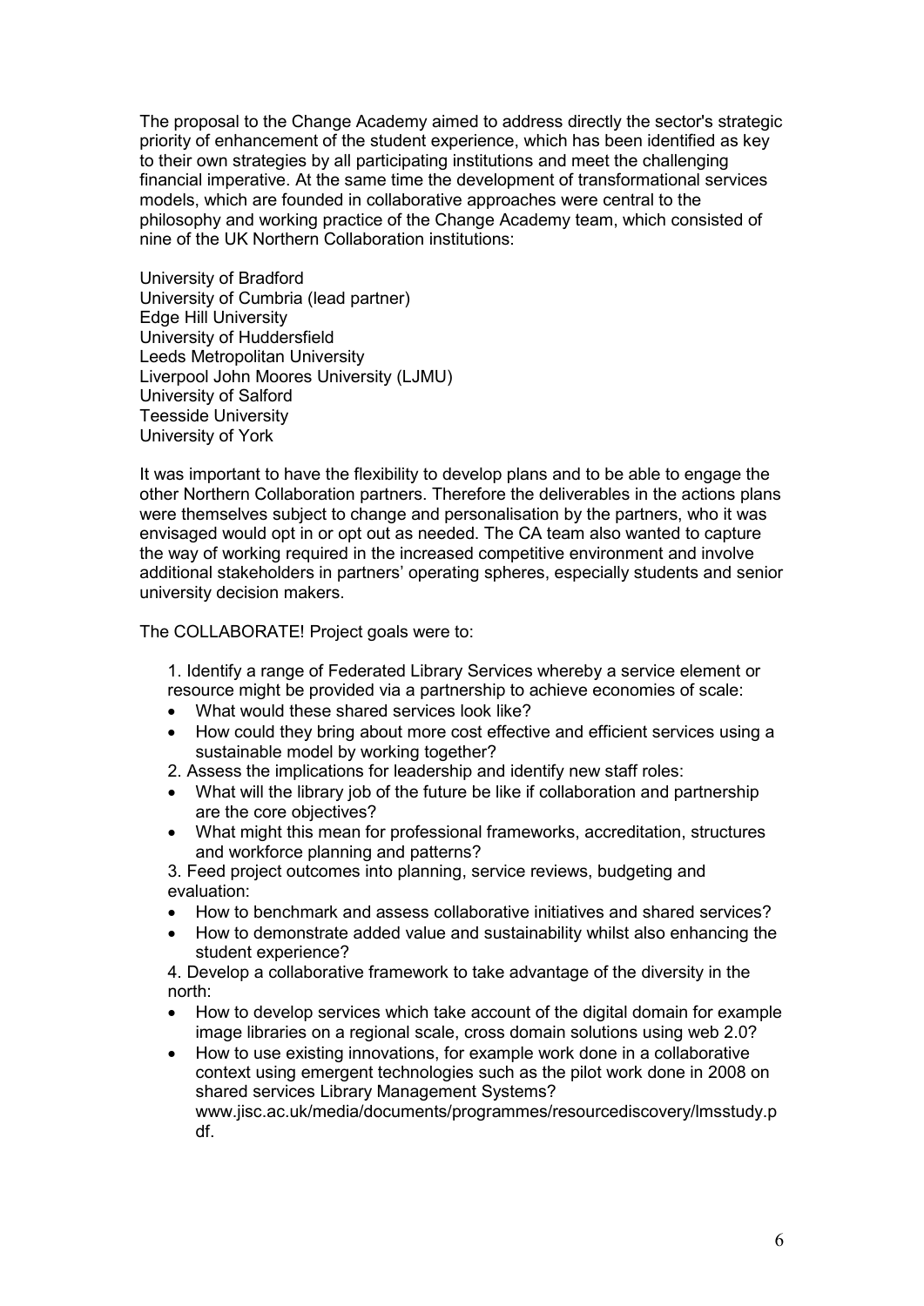The proposal to the Change Academy aimed to address directly the sector's strategic priority of enhancement of the student experience, which has been identified as key to their own strategies by all participating institutions and meet the challenging financial imperative. At the same time the development of transformational services models, which are founded in collaborative approaches were central to the philosophy and working practice of the Change Academy team, which consisted of nine of the UK Northern Collaboration institutions:

University of Bradford
University of Cumbria (lead partner)
Edge Hill University
University of Huddersfield
Leeds Metropolitan University
Liverpool John Moores University (LJMU)
University of Salford
Teesside University
University of York

It was important to have the flexibility to develop plans and to be able to engage the other Northern Collaboration partners. Therefore the deliverables in the actions plans were themselves subject to change and personalisation by the partners, who it was envisaged would opt in or opt out as needed. The CA team also wanted to capture the way of working required in the increased competitive environment and involve additional stakeholders in partners' operating spheres, especially students and senior university decision makers.

The COLLABORATE! Project goals were to:

1. Identify a range of Federated Library Services whereby a service element or resource might be provided via a partnership to achieve economies of scale:
   - What would these shared services look like?
   - How could they bring about more cost effective and efficient services using a sustainable model by working together?
2. Assess the implications for leadership and identify new staff roles:
   - What will the library job of the future be like if collaboration and partnership are the core objectives?
   - What might this mean for professional frameworks, accreditation, structures and workforce planning and patterns?
3. Feed project outcomes into planning, service reviews, budgeting and evaluation:
   - How to benchmark and assess collaborative initiatives and shared services?
   - How to demonstrate added value and sustainability whilst also enhancing the student experience?
4. Develop a collaborative framework to take advantage of the diversity in the north:
   - How to develop services which take account of the digital domain for example image libraries on a regional scale, cross domain solutions using web 2.0?
   - How to use existing innovations, for example work done in a collaborative context using emergent technologies such as the pilot work done in 2008 on shared services Library Management Systems? www.jisc.ac.uk/media/documents/programmes/resourcediscovery/lmsstudy.pdf.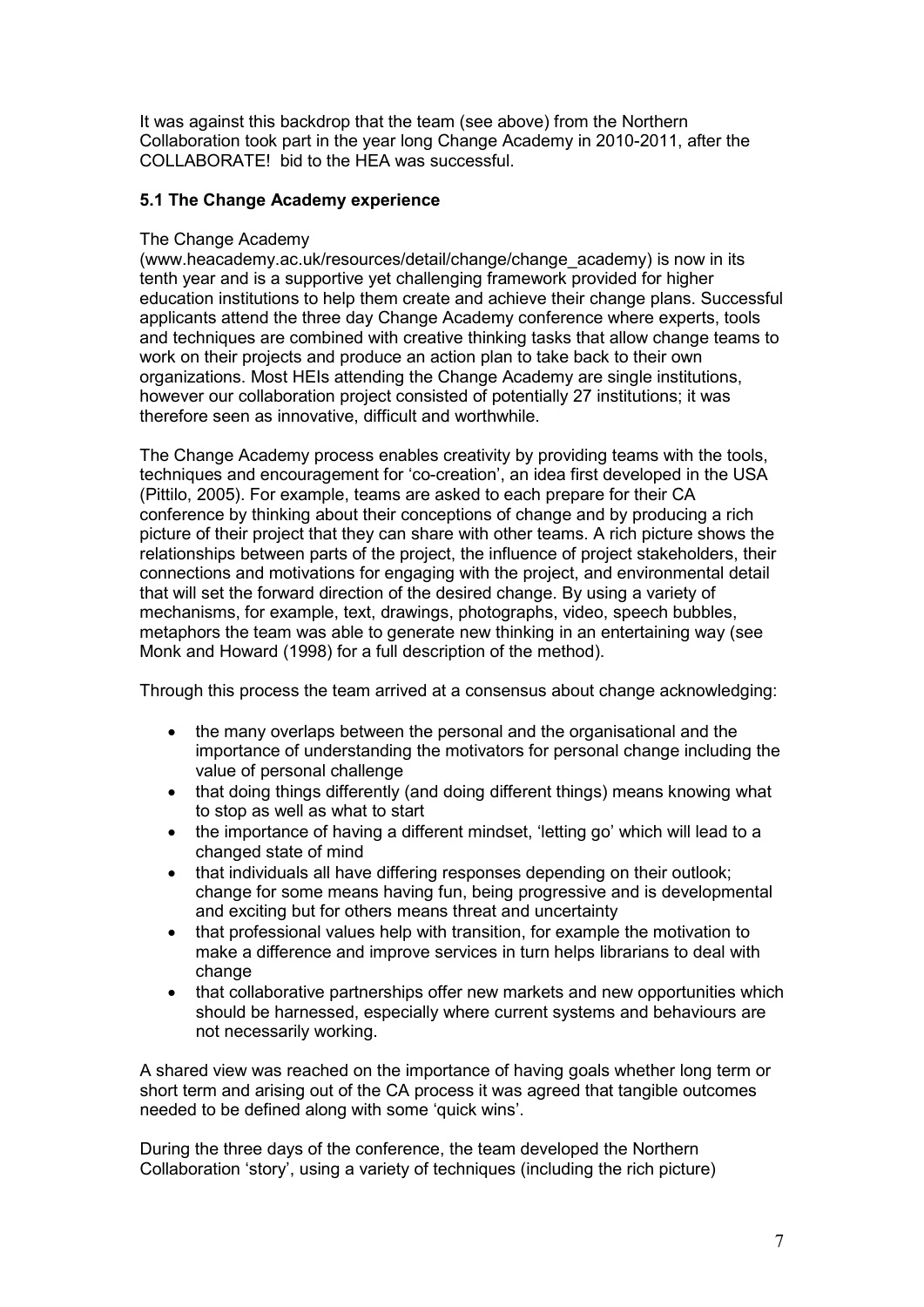It was against this backdrop that the team (see above) from the Northern Collaboration took part in the year long Change Academy in 2010-2011, after the COLLABORATE! bid to the HEA was successful.

### 5.1 The Change Academy experience

The Change Academy (www.heacademy.ac.uk/resources/detail/change/change_academy) is now in its tenth year and is a supportive yet challenging framework provided for higher education institutions to help them create and achieve their change plans. Successful applicants attend the three day Change Academy conference where experts, tools and techniques are combined with creative thinking tasks that allow change teams to work on their projects and produce an action plan to take back to their own organizations. Most HEIs attending the Change Academy are single institutions, however our collaboration project consisted of potentially 27 institutions; it was therefore seen as innovative, difficult and worthwhile.

The Change Academy process enables creativity by providing teams with the tools, techniques and encouragement for 'co-creation', an idea first developed in the USA (Pittilo, 2005). For example, teams are asked to each prepare for their CA conference by thinking about their conceptions of change and by producing a rich picture of their project that they can share with other teams. A rich picture shows the relationships between parts of the project, the influence of project stakeholders, their connections and motivations for engaging with the project, and environmental detail that will set the forward direction of the desired change. By using a variety of mechanisms, for example, text, drawings, photographs, video, speech bubbles, metaphors the team was able to generate new thinking in an entertaining way (see Monk and Howard (1998) for a full description of the method).

Through this process the team arrived at a consensus about change acknowledging:

- the many overlaps between the personal and the organisational and the importance of understanding the motivators for personal change including the value of personal challenge
- that doing things differently (and doing different things) means knowing what to stop as well as what to start
- the importance of having a different mindset, 'letting go' which will lead to a changed state of mind
- that individuals all have differing responses depending on their outlook; change for some means having fun, being progressive and is developmental and exciting but for others means threat and uncertainty
- that professional values help with transition, for example the motivation to make a difference and improve services in turn helps librarians to deal with change
- that collaborative partnerships offer new markets and new opportunities which should be harnessed, especially where current systems and behaviours are not necessarily working.

A shared view was reached on the importance of having goals whether long term or short term and arising out of the CA process it was agreed that tangible outcomes needed to be defined along with some 'quick wins'.

During the three days of the conference, the team developed the Northern Collaboration 'story', using a variety of techniques (including the rich picture)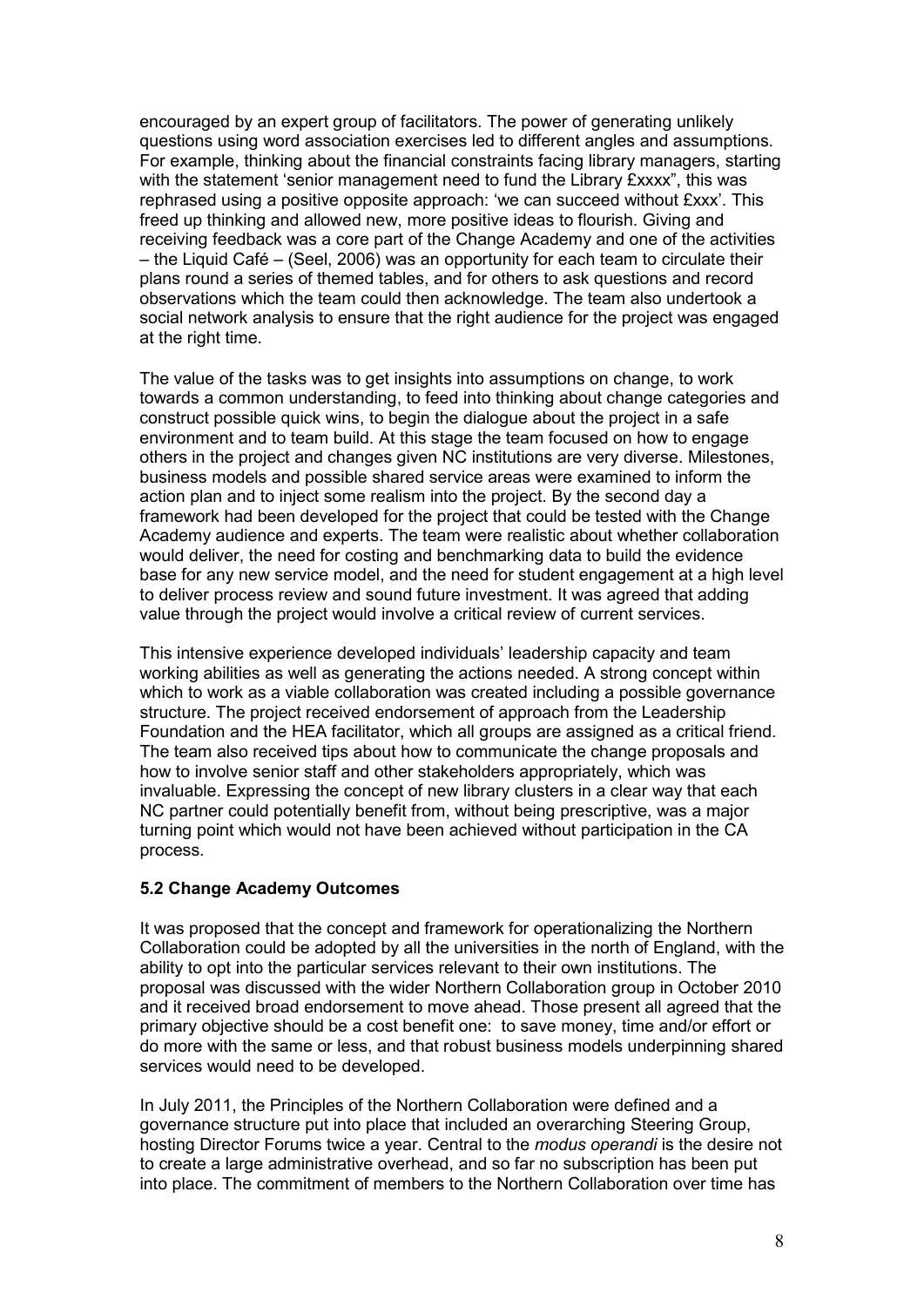encouraged by an expert group of facilitators. The power of generating unlikely questions using word association exercises led to different angles and assumptions. For example, thinking about the financial constraints facing library managers, starting with the statement 'senior management need to fund the Library £xxxx", this was rephrased using a positive opposite approach: 'we can succeed without £xxx'. This freed up thinking and allowed new, more positive ideas to flourish. Giving and receiving feedback was a core part of the Change Academy and one of the activities – the Liquid Café – (Seel, 2006) was an opportunity for each team to circulate their plans round a series of themed tables, and for others to ask questions and record observations which the team could then acknowledge. The team also undertook a social network analysis to ensure that the right audience for the project was engaged at the right time.

The value of the tasks was to get insights into assumptions on change, to work towards a common understanding, to feed into thinking about change categories and construct possible quick wins, to begin the dialogue about the project in a safe environment and to team build. At this stage the team focused on how to engage others in the project and changes given NC institutions are very diverse. Milestones, business models and possible shared service areas were examined to inform the action plan and to inject some realism into the project. By the second day a framework had been developed for the project that could be tested with the Change Academy audience and experts. The team were realistic about whether collaboration would deliver, the need for costing and benchmarking data to build the evidence base for any new service model, and the need for student engagement at a high level to deliver process review and sound future investment. It was agreed that adding value through the project would involve a critical review of current services.

This intensive experience developed individuals' leadership capacity and team working abilities as well as generating the actions needed. A strong concept within which to work as a viable collaboration was created including a possible governance structure. The project received endorsement of approach from the Leadership Foundation and the HEA facilitator, which all groups are assigned as a critical friend. The team also received tips about how to communicate the change proposals and how to involve senior staff and other stakeholders appropriately, which was invaluable. Expressing the concept of new library clusters in a clear way that each NC partner could potentially benefit from, without being prescriptive, was a major turning point which would not have been achieved without participation in the CA process.

### 5.2 Change Academy Outcomes

It was proposed that the concept and framework for operationalizing the Northern Collaboration could be adopted by all the universities in the north of England, with the ability to opt into the particular services relevant to their own institutions. The proposal was discussed with the wider Northern Collaboration group in October 2010 and it received broad endorsement to move ahead. Those present all agreed that the primary objective should be a cost benefit one: to save money, time and/or effort or do more with the same or less, and that robust business models underpinning shared services would need to be developed.

In July 2011, the Principles of the Northern Collaboration were defined and a governance structure put into place that included an overarching Steering Group, hosting Director Forums twice a year. Central to the *modus operandi* is the desire not to create a large administrative overhead, and so far no subscription has been put into place. The commitment of members to the Northern Collaboration over time has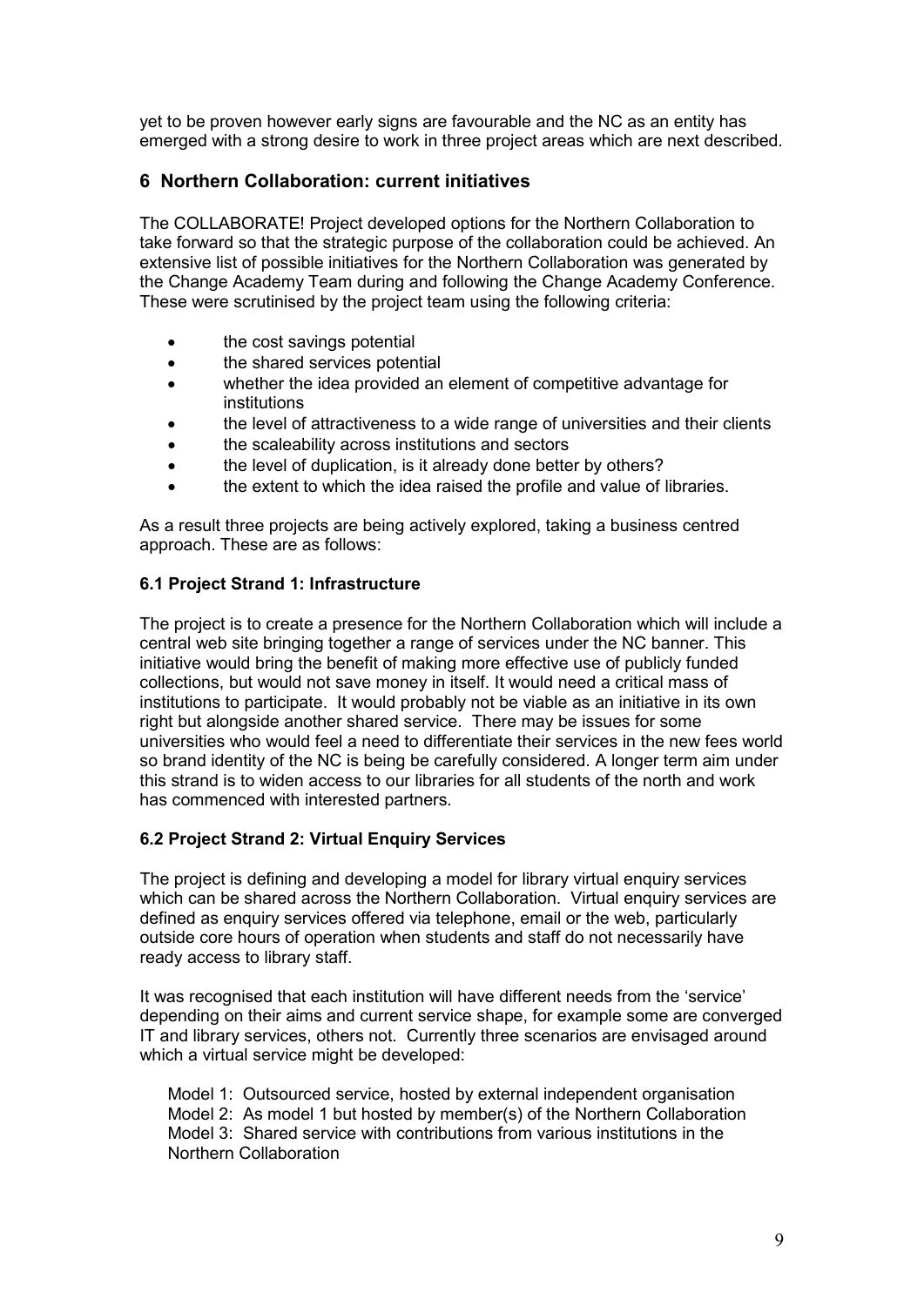yet to be proven however early signs are favourable and the NC as an entity has emerged with a strong desire to work in three project areas which are next described.

## 6 Northern Collaboration: current initiatives

The COLLABORATE! Project developed options for the Northern Collaboration to take forward so that the strategic purpose of the collaboration could be achieved. An extensive list of possible initiatives for the Northern Collaboration was generated by the Change Academy Team during and following the Change Academy Conference. These were scrutinised by the project team using the following criteria:

- the cost savings potential
- the shared services potential
- whether the idea provided an element of competitive advantage for institutions
- the level of attractiveness to a wide range of universities and their clients
- the scaleability across institutions and sectors
- the level of duplication, is it already done better by others?
- the extent to which the idea raised the profile and value of libraries.

As a result three projects are being actively explored, taking a business centred approach. These are as follows:

### 6.1 Project Strand 1: Infrastructure

The project is to create a presence for the Northern Collaboration which will include a central web site bringing together a range of services under the NC banner. This initiative would bring the benefit of making more effective use of publicly funded collections, but would not save money in itself. It would need a critical mass of institutions to participate. It would probably not be viable as an initiative in its own right but alongside another shared service. There may be issues for some universities who would feel a need to differentiate their services in the new fees world so brand identity of the NC is being be carefully considered. A longer term aim under this strand is to widen access to our libraries for all students of the north and work has commenced with interested partners.

### 6.2 Project Strand 2: Virtual Enquiry Services

The project is defining and developing a model for library virtual enquiry services which can be shared across the Northern Collaboration. Virtual enquiry services are defined as enquiry services offered via telephone, email or the web, particularly outside core hours of operation when students and staff do not necessarily have ready access to library staff.

It was recognised that each institution will have different needs from the 'service' depending on their aims and current service shape, for example some are converged IT and library services, others not. Currently three scenarios are envisaged around which a virtual service might be developed:

Model 1: Outsourced service, hosted by external independent organisation
Model 2: As model 1 but hosted by member(s) of the Northern Collaboration
Model 3: Shared service with contributions from various institutions in the Northern Collaboration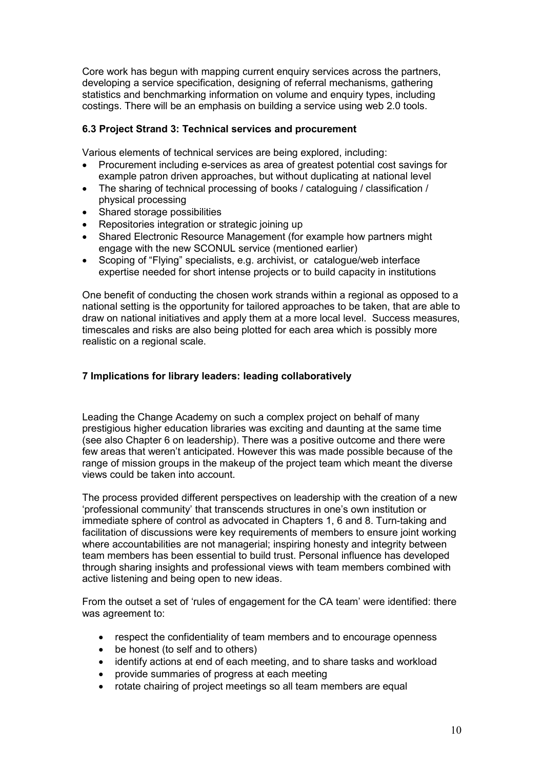Core work has begun with mapping current enquiry services across the partners, developing a service specification, designing of referral mechanisms, gathering statistics and benchmarking information on volume and enquiry types, including costings. There will be an emphasis on building a service using web 2.0 tools.

### 6.3 Project Strand 3: Technical services and procurement

Various elements of technical services are being explored, including:

- Procurement including e-services as area of greatest potential cost savings for example patron driven approaches, but without duplicating at national level
- The sharing of technical processing of books / cataloguing / classification / physical processing
- Shared storage possibilities
- Repositories integration or strategic joining up
- Shared Electronic Resource Management (for example how partners might engage with the new SCONUL service (mentioned earlier)
- Scoping of "Flying" specialists, e.g. archivist, or catalogue/web interface expertise needed for short intense projects or to build capacity in institutions

One benefit of conducting the chosen work strands within a regional as opposed to a national setting is the opportunity for tailored approaches to be taken, that are able to draw on national initiatives and apply them at a more local level. Success measures, timescales and risks are also being plotted for each area which is possibly more realistic on a regional scale.

## 7 Implications for library leaders: leading collaboratively

Leading the Change Academy on such a complex project on behalf of many prestigious higher education libraries was exciting and daunting at the same time (see also Chapter 6 on leadership). There was a positive outcome and there were few areas that weren't anticipated. However this was made possible because of the range of mission groups in the makeup of the project team which meant the diverse views could be taken into account.

The process provided different perspectives on leadership with the creation of a new 'professional community' that transcends structures in one's own institution or immediate sphere of control as advocated in Chapters 1, 6 and 8. Turn-taking and facilitation of discussions were key requirements of members to ensure joint working where accountabilities are not managerial; inspiring honesty and integrity between team members has been essential to build trust. Personal influence has developed through sharing insights and professional views with team members combined with active listening and being open to new ideas.

From the outset a set of 'rules of engagement for the CA team' were identified: there was agreement to:

- respect the confidentiality of team members and to encourage openness
- be honest (to self and to others)
- identify actions at end of each meeting, and to share tasks and workload
- provide summaries of progress at each meeting
- rotate chairing of project meetings so all team members are equal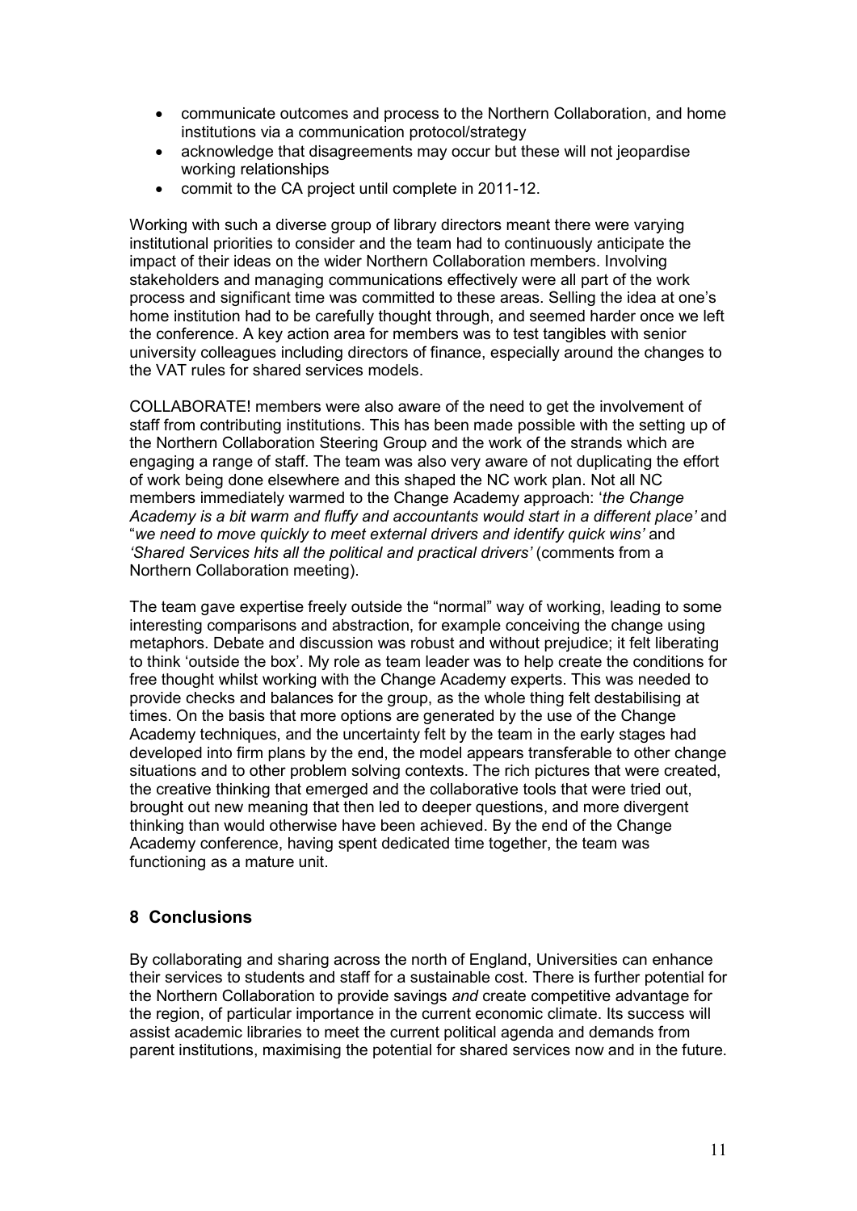- communicate outcomes and process to the Northern Collaboration, and home institutions via a communication protocol/strategy
- acknowledge that disagreements may occur but these will not jeopardise working relationships
- commit to the CA project until complete in 2011-12.

Working with such a diverse group of library directors meant there were varying institutional priorities to consider and the team had to continuously anticipate the impact of their ideas on the wider Northern Collaboration members. Involving stakeholders and managing communications effectively were all part of the work process and significant time was committed to these areas. Selling the idea at one's home institution had to be carefully thought through, and seemed harder once we left the conference. A key action area for members was to test tangibles with senior university colleagues including directors of finance, especially around the changes to the VAT rules for shared services models.

COLLABORATE! members were also aware of the need to get the involvement of staff from contributing institutions. This has been made possible with the setting up of the Northern Collaboration Steering Group and the work of the strands which are engaging a range of staff. The team was also very aware of not duplicating the effort of work being done elsewhere and this shaped the NC work plan. Not all NC members immediately warmed to the Change Academy approach: '*the Change Academy is a bit warm and fluffy and accountants would start in a different place'* and "*we need to move quickly to meet external drivers and identify quick wins'* and *'Shared Services hits all the political and practical drivers'* (comments from a Northern Collaboration meeting).

The team gave expertise freely outside the "normal" way of working, leading to some interesting comparisons and abstraction, for example conceiving the change using metaphors. Debate and discussion was robust and without prejudice; it felt liberating to think 'outside the box'. My role as team leader was to help create the conditions for free thought whilst working with the Change Academy experts. This was needed to provide checks and balances for the group, as the whole thing felt destabilising at times. On the basis that more options are generated by the use of the Change Academy techniques, and the uncertainty felt by the team in the early stages had developed into firm plans by the end, the model appears transferable to other change situations and to other problem solving contexts. The rich pictures that were created, the creative thinking that emerged and the collaborative tools that were tried out, brought out new meaning that then led to deeper questions, and more divergent thinking than would otherwise have been achieved. By the end of the Change Academy conference, having spent dedicated time together, the team was functioning as a mature unit.

## 8 Conclusions

By collaborating and sharing across the north of England, Universities can enhance their services to students and staff for a sustainable cost. There is further potential for the Northern Collaboration to provide savings *and* create competitive advantage for the region, of particular importance in the current economic climate. Its success will assist academic libraries to meet the current political agenda and demands from parent institutions, maximising the potential for shared services now and in the future.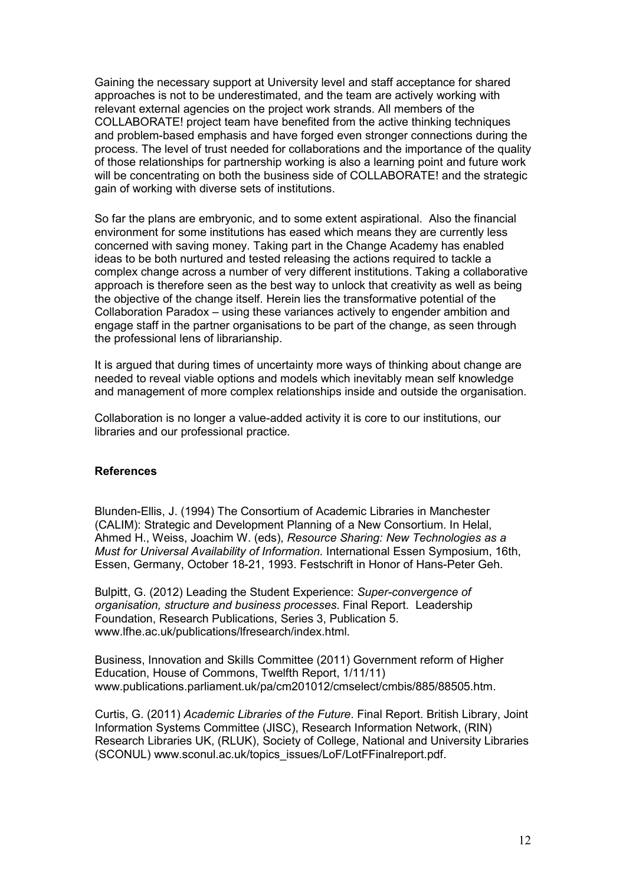Gaining the necessary support at University level and staff acceptance for shared approaches is not to be underestimated, and the team are actively working with relevant external agencies on the project work strands. All members of the COLLABORATE! project team have benefited from the active thinking techniques and problem-based emphasis and have forged even stronger connections during the process. The level of trust needed for collaborations and the importance of the quality of those relationships for partnership working is also a learning point and future work will be concentrating on both the business side of COLLABORATE! and the strategic gain of working with diverse sets of institutions.

So far the plans are embryonic, and to some extent aspirational. Also the financial environment for some institutions has eased which means they are currently less concerned with saving money. Taking part in the Change Academy has enabled ideas to be both nurtured and tested releasing the actions required to tackle a complex change across a number of very different institutions. Taking a collaborative approach is therefore seen as the best way to unlock that creativity as well as being the objective of the change itself. Herein lies the transformative potential of the Collaboration Paradox – using these variances actively to engender ambition and engage staff in the partner organisations to be part of the change, as seen through the professional lens of librarianship.

It is argued that during times of uncertainty more ways of thinking about change are needed to reveal viable options and models which inevitably mean self knowledge and management of more complex relationships inside and outside the organisation.

Collaboration is no longer a value-added activity it is core to our institutions, our libraries and our professional practice.

**References**

Blunden-Ellis, J. (1994) The Consortium of Academic Libraries in Manchester (CALIM): Strategic and Development Planning of a New Consortium. In Helal, Ahmed H., Weiss, Joachim W. (eds), *Resource Sharing: New Technologies as a Must for Universal Availability of Information.* International Essen Symposium, 16th, Essen, Germany, October 18-21, 1993. Festschrift in Honor of Hans-Peter Geh.

Bulpitt, G. (2012) Leading the Student Experience: *Super-convergence of organisation, structure and business processes*. Final Report. Leadership Foundation, Research Publications, Series 3, Publication 5. www.lfhe.ac.uk/publications/lfresearch/index.html.

Business, Innovation and Skills Committee (2011) Government reform of Higher Education, House of Commons, Twelfth Report, 1/11/11) www.publications.parliament.uk/pa/cm201012/cmselect/cmbis/885/88505.htm.

Curtis, G. (2011) *Academic Libraries of the Future*. Final Report. British Library, Joint Information Systems Committee (JISC), Research Information Network, (RIN) Research Libraries UK, (RLUK), Society of College, National and University Libraries (SCONUL) www.sconul.ac.uk/topics_issues/LoF/LotFFinalreport.pdf.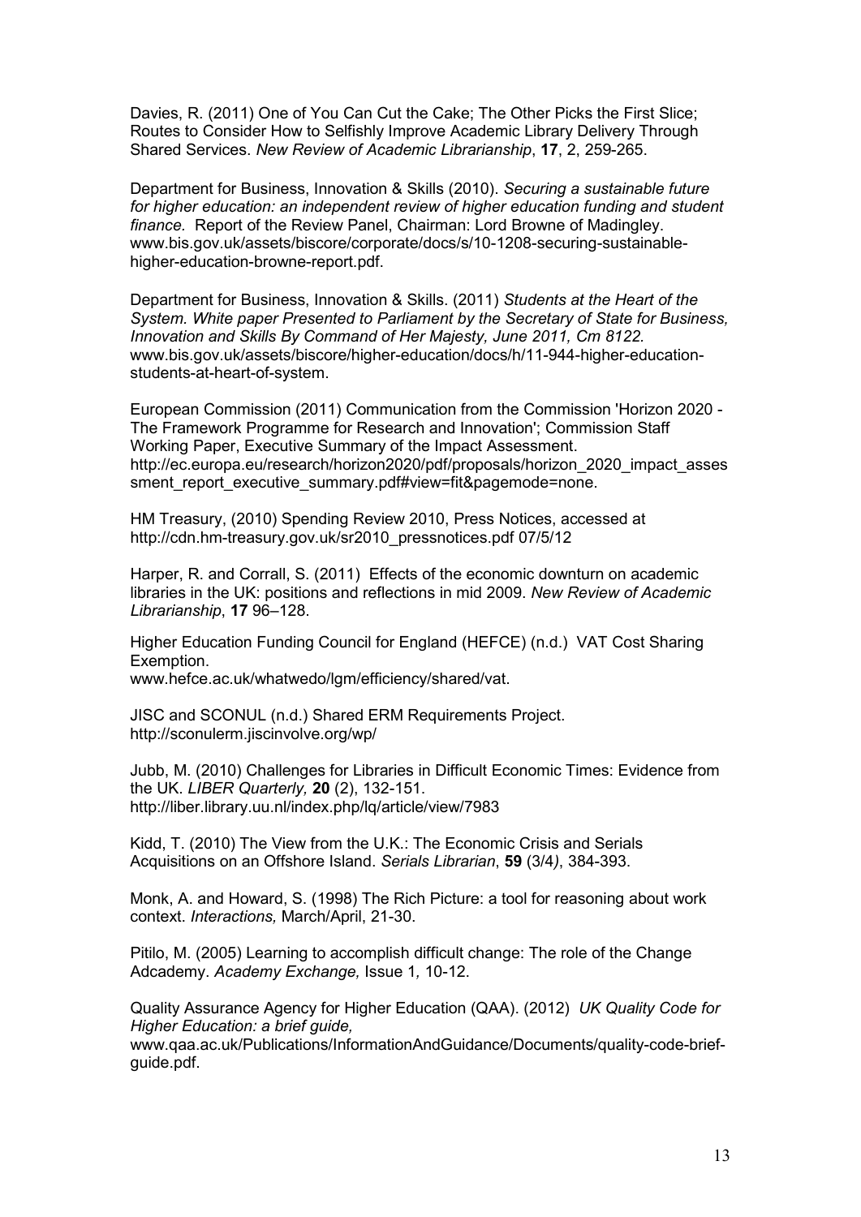Davies, R. (2011) One of You Can Cut the Cake; The Other Picks the First Slice; Routes to Consider How to Selfishly Improve Academic Library Delivery Through Shared Services. *New Review of Academic Librarianship*, **17**, 2, 259-265.

Department for Business, Innovation & Skills (2010). *Securing a sustainable future for higher education: an independent review of higher education funding and student finance.* Report of the Review Panel, Chairman: Lord Browne of Madingley. www.bis.gov.uk/assets/biscore/corporate/docs/s/10-1208-securing-sustainable-higher-education-browne-report.pdf.

Department for Business, Innovation & Skills. (2011) *Students at the Heart of the System. White paper Presented to Parliament by the Secretary of State for Business, Innovation and Skills By Command of Her Majesty, June 2011, Cm 8122.* www.bis.gov.uk/assets/biscore/higher-education/docs/h/11-944-higher-education-students-at-heart-of-system.

European Commission (2011) Communication from the Commission 'Horizon 2020 - The Framework Programme for Research and Innovation'; Commission Staff Working Paper, Executive Summary of the Impact Assessment. http://ec.europa.eu/research/horizon2020/pdf/proposals/horizon_2020_impact_assessment_report_executive_summary.pdf#view=fit&pagemode=none.

HM Treasury, (2010) Spending Review 2010, Press Notices, accessed at http://cdn.hm-treasury.gov.uk/sr2010_pressnotices.pdf 07/5/12

Harper, R. and Corrall, S. (2011) Effects of the economic downturn on academic libraries in the UK: positions and reflections in mid 2009. *New Review of Academic Librarianship*, **17** 96–128.

Higher Education Funding Council for England (HEFCE) (n.d.) VAT Cost Sharing Exemption.
www.hefce.ac.uk/whatwedo/lgm/efficiency/shared/vat.

JISC and SCONUL (n.d.) Shared ERM Requirements Project. http://sconulerm.jiscinvolve.org/wp/

Jubb, M. (2010) Challenges for Libraries in Difficult Economic Times: Evidence from the UK. *LIBER Quarterly,* **20** (2), 132-151. http://liber.library.uu.nl/index.php/lq/article/view/7983

Kidd, T. (2010) The View from the U.K.: The Economic Crisis and Serials Acquisitions on an Offshore Island. *Serials Librarian*, **59** (3/4), 384-393.

Monk, A. and Howard, S. (1998) The Rich Picture: a tool for reasoning about work context. *Interactions,* March/April, 21-30.

Pitilo, M. (2005) Learning to accomplish difficult change: The role of the Change Adcademy. *Academy Exchange,* Issue 1, 10-12.

Quality Assurance Agency for Higher Education (QAA). (2012) *UK Quality Code for Higher Education: a brief guide,*
www.qaa.ac.uk/Publications/InformationAndGuidance/Documents/quality-code-brief-guide.pdf.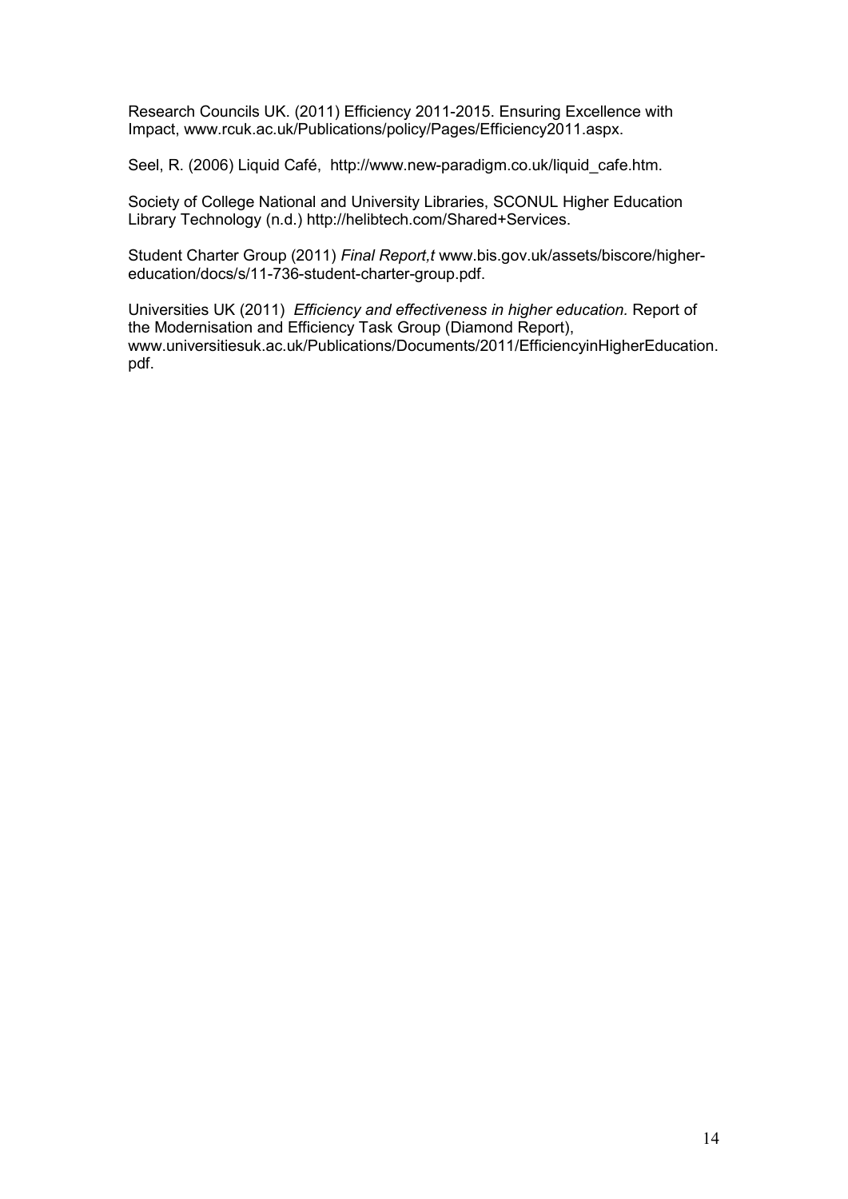Research Councils UK. (2011) Efficiency 2011-2015. Ensuring Excellence with Impact, www.rcuk.ac.uk/Publications/policy/Pages/Efficiency2011.aspx.

Seel, R. (2006) Liquid Café, http://www.new-paradigm.co.uk/liquid_cafe.htm.

Society of College National and University Libraries, SCONUL Higher Education Library Technology (n.d.) http://helibtech.com/Shared+Services.

Student Charter Group (2011) *Final Report,t* www.bis.gov.uk/assets/biscore/higher-education/docs/s/11-736-student-charter-group.pdf.

Universities UK (2011) *Efficiency and effectiveness in higher education.* Report of the Modernisation and Efficiency Task Group (Diamond Report), www.universitiesuk.ac.uk/Publications/Documents/2011/EfficiencyinHigherEducation.pdf.